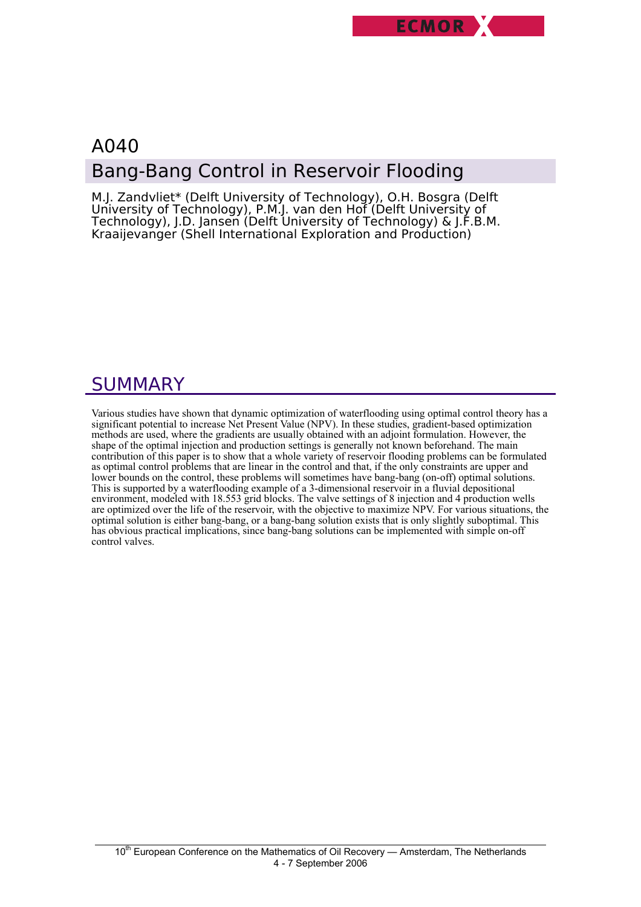# A040

# Bang-Bang Control in Reservoir Flooding

M.J. Zandvliet* (Delft University of Technology), O.H. Bosgra (Delft University of Technology), P.M.J. van den Hof (Delft University of Technology), J.D. Jansen (Delft University of Technology) & J.F.B.M. Kraaijevanger (Shell International Exploration and Production)

## SUMMARY

Various studies have shown that dynamic optimization of waterflooding using optimal control theory has a significant potential to increase Net Present Value (NPV). In these studies, gradient-based optimization methods are used, where the gradients are usually obtained with an adjoint formulation. However, the shape of the optimal injection and production settings is generally not known beforehand. The main contribution of this paper is to show that a whole variety of reservoir flooding problems can be formulated as optimal control problems that are linear in the control and that, if the only constraints are upper and lower bounds on the control, these problems will sometimes have bang-bang (on-off) optimal solutions. This is supported by a waterflooding example of a 3-dimensional reservoir in a fluvial depositional environment, modeled with 18.553 grid blocks. The valve settings of 8 injection and 4 production wells are optimized over the life of the reservoir, with the objective to maximize NPV. For various situations, the optimal solution is either bang-bang, or a bang-bang solution exists that is only slightly suboptimal. This has obvious practical implications, since bang-bang solutions can be implemented with simple on-off control valves.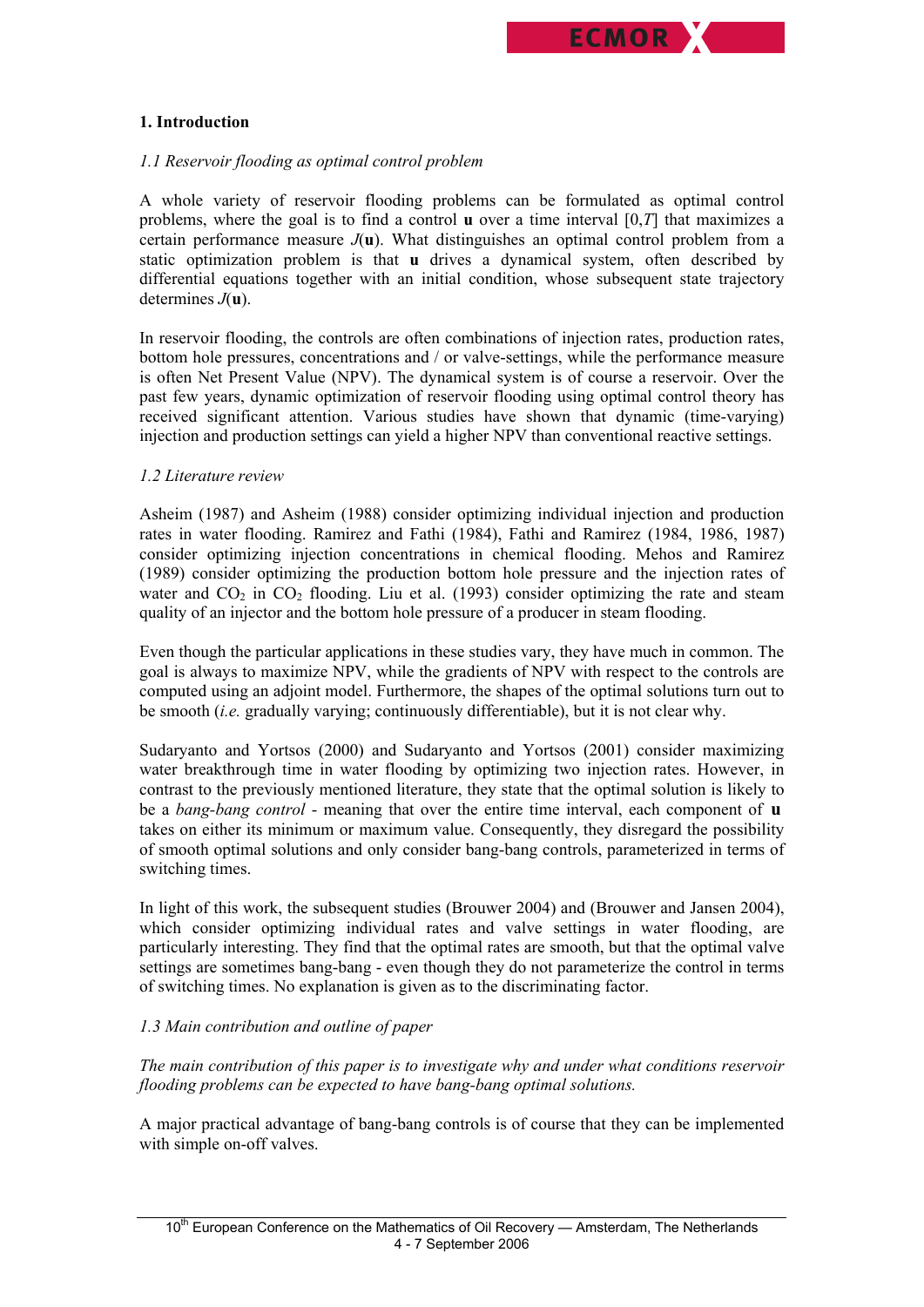## 1. Introduction

### *1.1 Reservoir flooding as optimal control problem*

A whole variety of reservoir flooding problems can be formulated as optimal control problems, where the goal is to find a control $\mathbf{u}$ over a time interval $[0,T]$ that maximizes a certain performance measure $J(\mathbf{u})$. What distinguishes an optimal control problem from a static optimization problem is that $\mathbf{u}$ drives a dynamical system, often described by differential equations together with an initial condition, whose subsequent state trajectory determines $J(\mathbf{u})$.

In reservoir flooding, the controls are often combinations of injection rates, production rates, bottom hole pressures, concentrations and / or valve-settings, while the performance measure is often Net Present Value (NPV). The dynamical system is of course a reservoir. Over the past few years, dynamic optimization of reservoir flooding using optimal control theory has received significant attention. Various studies have shown that dynamic (time-varying) injection and production settings can yield a higher NPV than conventional reactive settings.

### *1.2 Literature review*

Asheim (1987) and Asheim (1988) consider optimizing individual injection and production rates in water flooding. Ramirez and Fathi (1984), Fathi and Ramirez (1984, 1986, 1987) consider optimizing injection concentrations in chemical flooding. Mehos and Ramirez (1989) consider optimizing the production bottom hole pressure and the injection rates of water and $CO_2$ in $CO_2$ flooding. Liu et al. (1993) consider optimizing the rate and steam quality of an injector and the bottom hole pressure of a producer in steam flooding.

Even though the particular applications in these studies vary, they have much in common. The goal is always to maximize NPV, while the gradients of NPV with respect to the controls are computed using an adjoint model. Furthermore, the shapes of the optimal solutions turn out to be smooth (*i.e.* gradually varying; continuously differentiable), but it is not clear why.

Sudaryanto and Yortsos (2000) and Sudaryanto and Yortsos (2001) consider maximizing water breakthrough time in water flooding by optimizing two injection rates. However, in contrast to the previously mentioned literature, they state that the optimal solution is likely to be a *bang-bang control* - meaning that over the entire time interval, each component of $\mathbf{u}$ takes on either its minimum or maximum value. Consequently, they disregard the possibility of smooth optimal solutions and only consider bang-bang controls, parameterized in terms of switching times.

In light of this work, the subsequent studies (Brouwer 2004) and (Brouwer and Jansen 2004), which consider optimizing individual rates and valve settings in water flooding, are particularly interesting. They find that the optimal rates are smooth, but that the optimal valve settings are sometimes bang-bang - even though they do not parameterize the control in terms of switching times. No explanation is given as to the discriminating factor.

### *1.3 Main contribution and outline of paper*

*The main contribution of this paper is to investigate why and under what conditions reservoir flooding problems can be expected to have bang-bang optimal solutions.*

A major practical advantage of bang-bang controls is of course that they can be implemented with simple on-off valves.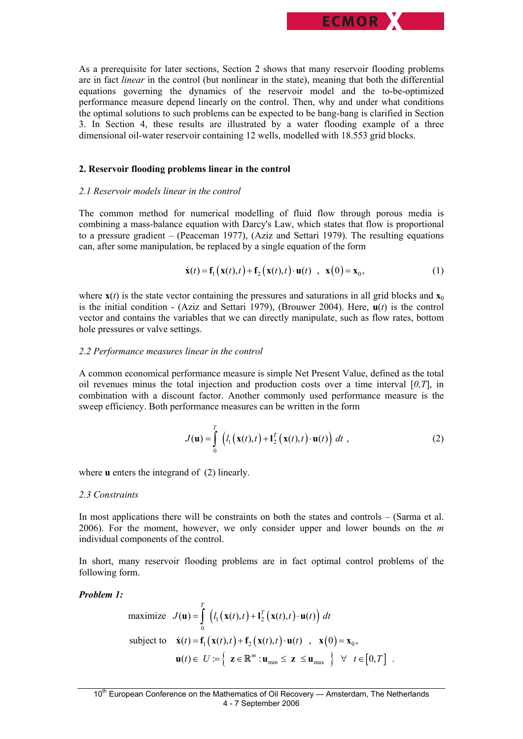As a prerequisite for later sections, Section 2 shows that many reservoir flooding problems are in fact *linear* in the control (but nonlinear in the state), meaning that both the differential equations governing the dynamics of the reservoir model and the to-be-optimized performance measure depend linearly on the control. Then, why and under what conditions the optimal solutions to such problems can be expected to be bang-bang is clarified in Section 3. In Section 4, these results are illustrated by a water flooding example of a three dimensional oil-water reservoir containing 12 wells, modelled with 18.553 grid blocks.

## 2. Reservoir flooding problems linear in the control

### *2.1 Reservoir models linear in the control*

The common method for numerical modelling of fluid flow through porous media is combining a mass-balance equation with Darcy's Law, which states that flow is proportional to a pressure gradient – (Peaceman 1977), (Aziz and Settari 1979). The resulting equations can, after some manipulation, be replaced by a single equation of the form

$$\dot{\mathbf{x}}(t) = \mathbf{f}_1\left(\mathbf{x}(t),t\right) + \mathbf{f}_2\left(\mathbf{x}(t),t\right)\cdot\mathbf{u}(t) \quad , \quad \mathbf{x}\left(0\right) = \mathbf{x}_0, \tag{1}$$

where $\mathbf{x}(t)$ is the state vector containing the pressures and saturations in all grid blocks and $\mathbf{x}_0$ is the initial condition - (Aziz and Settari 1979), (Brouwer 2004). Here, $\mathbf{u}(t)$ is the control vector and contains the variables that we can directly manipulate, such as flow rates, bottom hole pressures or valve settings.

### *2.2 Performance measures linear in the control*

A common economical performance measure is simple Net Present Value, defined as the total oil revenues minus the total injection and production costs over a time interval $[0,T]$, in combination with a discount factor. Another commonly used performance measure is the sweep efficiency. Both performance measures can be written in the form

$$J(\mathbf{u}) = \int_0^T \left( l_1\left(\mathbf{x}(t),t\right) + \mathbf{l}_2^T\left(\mathbf{x}(t),t\right)\cdot\mathbf{u}(t) \right)\, dt \ , \tag{2}$$

where $\mathbf{u}$ enters the integrand of (2) linearly.

### *2.3 Constraints*

In most applications there will be constraints on both the states and controls – (Sarma et al. 2006). For the moment, however, we only consider upper and lower bounds on the $m$ individual components of the control.

In short, many reservoir flooding problems are in fact optimal control problems of the following form.

***Problem 1:***

$$\begin{aligned}
&\text{maximize} \quad J(\mathbf{u}) = \int_0^T \left( l_1\left(\mathbf{x}(t),t\right) + \mathbf{l}_2^T\left(\mathbf{x}(t),t\right)\cdot\mathbf{u}(t) \right)\, dt \\
&\text{subject to} \quad \dot{\mathbf{x}}(t) = \mathbf{f}_1\left(\mathbf{x}(t),t\right) + \mathbf{f}_2\left(\mathbf{x}(t),t\right)\cdot\mathbf{u}(t) \quad , \quad \mathbf{x}\left(0\right) = \mathbf{x}_0, \\
&\qquad\qquad \mathbf{u}(t) \in U := \left\{ \mathbf{z} \in \mathbb{R}^m : \mathbf{u}_{\min} \leq \mathbf{z} \leq \mathbf{u}_{\max} \right\} \quad \forall \quad t \in \left[0,T\right] \ .
\end{aligned}$$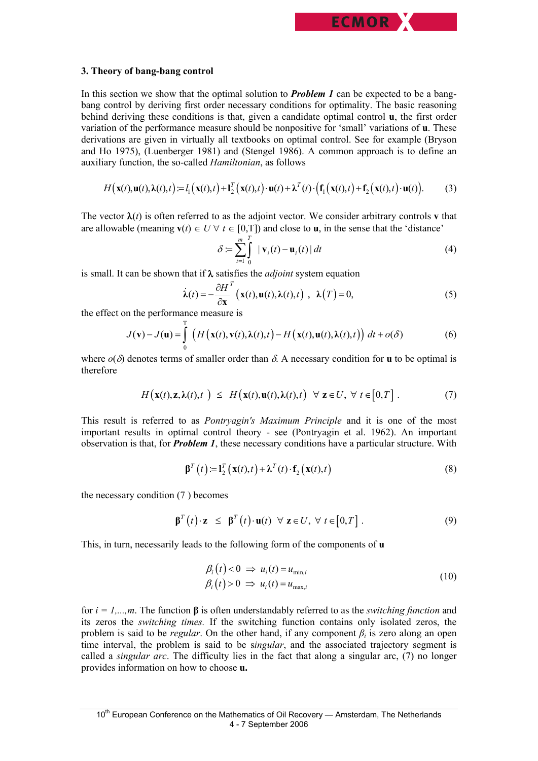### 3. Theory of bang-bang control

In this section we show that the optimal solution to ***Problem 1*** can be expected to be a bang-bang control by deriving first order necessary conditions for optimality. The basic reasoning behind deriving these conditions is that, given a candidate optimal control $\mathbf{u}$, the first order variation of the performance measure should be nonpositive for 'small' variations of $\mathbf{u}$. These derivations are given in virtually all textbooks on optimal control. See for example (Bryson and Ho 1975), (Luenberger 1981) and (Stengel 1986). A common approach is to define an auxiliary function, the so-called *Hamiltonian*, as follows

$$H\big(\mathbf{x}(t),\mathbf{u}(t),\boldsymbol{\lambda}(t),t\big) := l_1\big(\mathbf{x}(t),t\big) + \mathbf{l}_2^T\big(\mathbf{x}(t),t\big)\cdot\mathbf{u}(t) + \boldsymbol{\lambda}^T(t)\cdot\Big(\mathbf{f}_1\big(\mathbf{x}(t),t\big) + \mathbf{f}_2\big(\mathbf{x}(t),t\big)\cdot\mathbf{u}(t)\Big). \tag{3}$$

The vector $\boldsymbol{\lambda}(t)$ is often referred to as the adjoint vector. We consider arbitrary controls $\mathbf{v}$ that are allowable (meaning $\mathbf{v}(t) \in U \;\forall\; t \in [0,T]$) and close to $\mathbf{u}$, in the sense that the 'distance'

$$\delta := \sum_{i=1}^{m}\int_0^T |\, \mathbf{v}_i(t) - \mathbf{u}_i(t)\,|\, dt \tag{4}$$

is small. It can be shown that if $\boldsymbol{\lambda}$ satisfies the *adjoint* system equation

$$\dot{\boldsymbol{\lambda}}(t) = -\frac{\partial H}{\partial \mathbf{x}}^T\big(\mathbf{x}(t),\mathbf{u}(t),\boldsymbol{\lambda}(t),t\big)\;,\quad \boldsymbol{\lambda}(T) = 0, \tag{5}$$

the effect on the performance measure is

$$J(\mathbf{v}) - J(\mathbf{u}) = \int_0^T \Big(H\big(\mathbf{x}(t),\mathbf{v}(t),\boldsymbol{\lambda}(t),t\big) - H\big(\mathbf{x}(t),\mathbf{u}(t),\boldsymbol{\lambda}(t),t\big)\Big)\, dt + o(\delta) \tag{6}$$

where $o(\delta)$ denotes terms of smaller order than $\delta$. A necessary condition for $\mathbf{u}$ to be optimal is therefore

$$H\big(\mathbf{x}(t),\mathbf{z},\boldsymbol{\lambda}(t),t\big) \;\le\; H\big(\mathbf{x}(t),\mathbf{u}(t),\boldsymbol{\lambda}(t),t\big) \quad \forall\, \mathbf{z} \in U,\; \forall\, t \in [0,T]\,. \tag{7}$$

This result is referred to as *Pontryagin's Maximum Principle* and it is one of the most important results in optimal control theory - see (Pontryagin et al. 1962). An important observation is that, for ***Problem 1***, these necessary conditions have a particular structure. With

$$\boldsymbol{\beta}^T(t) := \mathbf{l}_2^T\big(\mathbf{x}(t),t\big) + \boldsymbol{\lambda}^T(t)\cdot\mathbf{f}_2\big(\mathbf{x}(t),t\big) \tag{8}$$

the necessary condition (7 ) becomes

$$\boldsymbol{\beta}^T(t)\cdot\mathbf{z} \;\le\; \boldsymbol{\beta}^T(t)\cdot\mathbf{u}(t) \quad \forall\, \mathbf{z} \in U,\; \forall\, t \in [0,T]\,. \tag{9}$$

This, in turn, necessarily leads to the following form of the components of $\mathbf{u}$

$$\begin{aligned} \beta_i(t) < 0 \;&\Rightarrow\; u_i(t) = u_{\min,i} \\ \beta_i(t) > 0 \;&\Rightarrow\; u_i(t) = u_{\max,i} \end{aligned} \tag{10}$$

for $i = 1,\ldots,m$. The function $\boldsymbol{\beta}$ is often understandably referred to as the *switching function* and its zeros the *switching times*. If the switching function contains only isolated zeros, the problem is said to be *regular*. On the other hand, if any component $\beta_i$ is zero along an open time interval, the problem is said to be s*ingular*, and the associated trajectory segment is called a *singular arc*. The difficulty lies in the fact that along a singular arc, (7) no longer provides information on how to choose $\mathbf{u}$.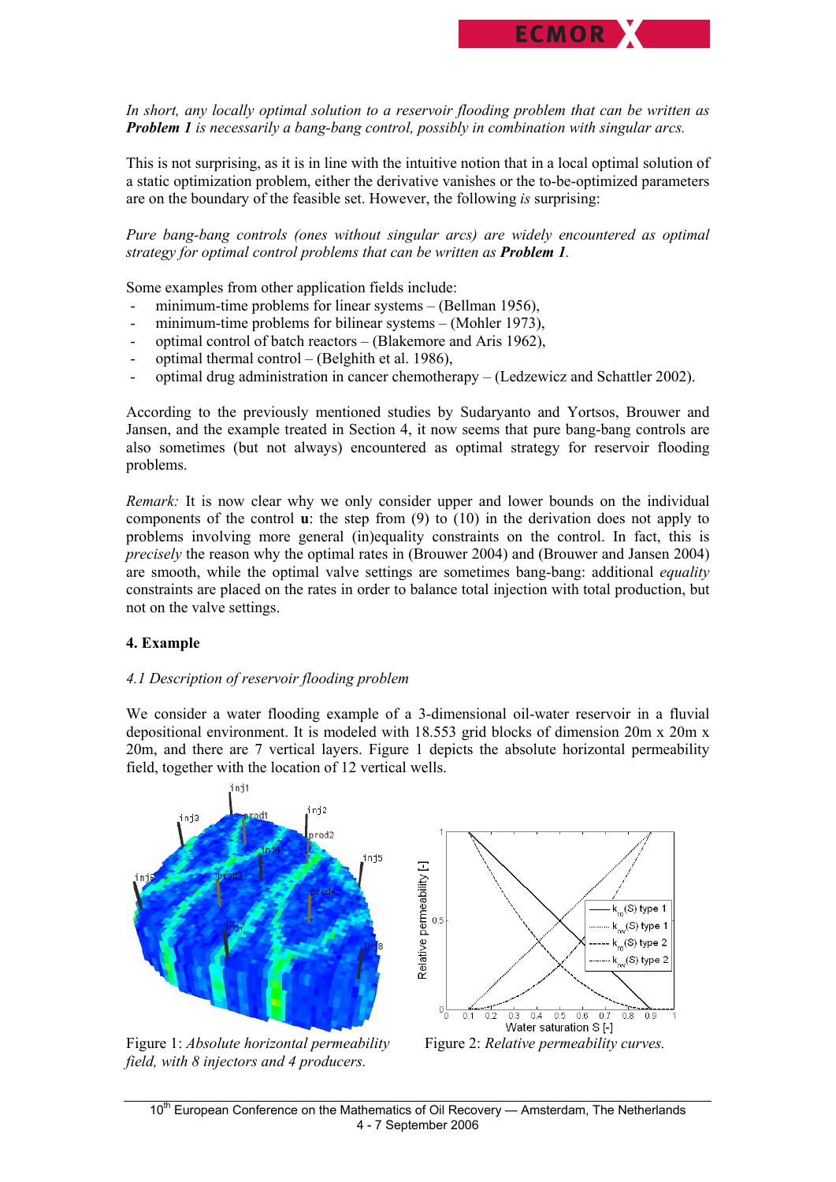*In short, any locally optimal solution to a reservoir flooding problem that can be written as **Problem 1** is necessarily a bang-bang control, possibly in combination with singular arcs.*

This is not surprising, as it is in line with the intuitive notion that in a local optimal solution of a static optimization problem, either the derivative vanishes or the to-be-optimized parameters are on the boundary of the feasible set. However, the following *is* surprising:

*Pure bang-bang controls (ones without singular arcs) are widely encountered as optimal strategy for optimal control problems that can be written as **Problem 1**.*

Some examples from other application fields include:

- minimum-time problems for linear systems – (Bellman 1956),
- minimum-time problems for bilinear systems – (Mohler 1973),
- optimal control of batch reactors – (Blakemore and Aris 1962),
- optimal thermal control – (Belghith et al. 1986),
- optimal drug administration in cancer chemotherapy – (Ledzewicz and Schattler 2002).

According to the previously mentioned studies by Sudaryanto and Yortsos, Brouwer and Jansen, and the example treated in Section 4, it now seems that pure bang-bang controls are also sometimes (but not always) encountered as optimal strategy for reservoir flooding problems.

*Remark:* It is now clear why we only consider upper and lower bounds on the individual components of the control **u**: the step from (9) to (10) in the derivation does not apply to problems involving more general (in)equality constraints on the control. In fact, this is *precisely* the reason why the optimal rates in (Brouwer 2004) and (Brouwer and Jansen 2004) are smooth, while the optimal valve settings are sometimes bang-bang: additional *equality* constraints are placed on the rates in order to balance total injection with total production, but not on the valve settings.

## 4. Example

### *4.1 Description of reservoir flooding problem*

We consider a water flooding example of a 3-dimensional oil-water reservoir in a fluvial depositional environment. It is modeled with 18.553 grid blocks of dimension 20m x 20m x 20m, and there are 7 vertical layers. Figure 1 depicts the absolute horizontal permeability field, together with the location of 12 vertical wells.

Figure 1: *Absolute horizontal permeability field, with 8 injectors and 4 producers.*

Figure 2: *Relative permeability curves.*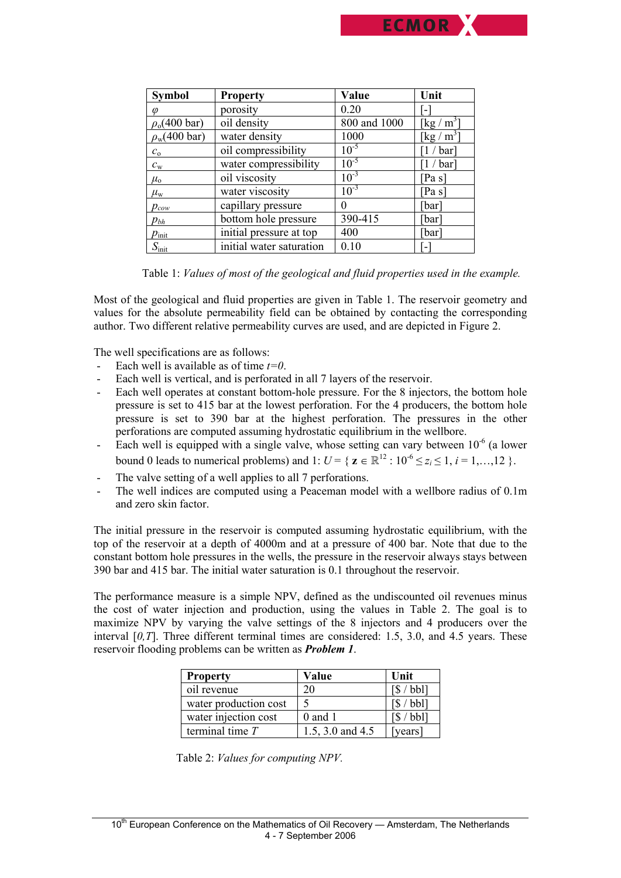| Symbol | Property | Value | Unit |
|---|---|---|---|
| $\varphi$ | porosity | 0.20 | [-] |
| $\rho_o$(400 bar) | oil density | 800 and 1000 | [kg / m$^3$] |
| $\rho_w$(400 bar) | water density | 1000 | [kg / m$^3$] |
| $c_o$ | oil compressibility | $10^{-5}$ | [1 / bar] |
| $c_w$ | water compressibility | $10^{-5}$ | [1 / bar] |
| $\mu_o$ | oil viscosity | $10^{-3}$ | [Pa s] |
| $\mu_w$ | water viscosity | $10^{-3}$ | [Pa s] |
| $p_{cow}$ | capillary pressure | 0 | [bar] |
| $p_{bh}$ | bottom hole pressure | 390-415 | [bar] |
| $p_{\text{init}}$ | initial pressure at top | 400 | [bar] |
| $S_{\text{init}}$ | initial water saturation | 0.10 | [-] |

Table 1: *Values of most of the geological and fluid properties used in the example.*

Most of the geological and fluid properties are given in Table 1. The reservoir geometry and values for the absolute permeability field can be obtained by contacting the corresponding author. Two different relative permeability curves are used, and are depicted in Figure 2.

The well specifications are as follows:

- Each well is available as of time $t=0$.
- Each well is vertical, and is perforated in all 7 layers of the reservoir.
- Each well operates at constant bottom-hole pressure. For the 8 injectors, the bottom hole pressure is set to 415 bar at the lowest perforation. For the 4 producers, the bottom hole pressure is set to 390 bar at the highest perforation. The pressures in the other perforations are computed assuming hydrostatic equilibrium in the wellbore.
- Each well is equipped with a single valve, whose setting can vary between $10^{-6}$ (a lower bound 0 leads to numerical problems) and 1: $U = \{ \mathbf{z} \in \mathbb{R}^{12} : 10^{-6} \leq z_i \leq 1, i = 1,\ldots,12 \}$.
- The valve setting of a well applies to all 7 perforations.
- The well indices are computed using a Peaceman model with a wellbore radius of 0.1m and zero skin factor.

The initial pressure in the reservoir is computed assuming hydrostatic equilibrium, with the top of the reservoir at a depth of 4000m and at a pressure of 400 bar. Note that due to the constant bottom hole pressures in the wells, the pressure in the reservoir always stays between 390 bar and 415 bar. The initial water saturation is 0.1 throughout the reservoir.

The performance measure is a simple NPV, defined as the undiscounted oil revenues minus the cost of water injection and production, using the values in Table 2. The goal is to maximize NPV by varying the valve settings of the 8 injectors and 4 producers over the interval $[0,T]$. Three different terminal times are considered: 1.5, 3.0, and 4.5 years. These reservoir flooding problems can be written as ***Problem 1***.

| Property | Value | Unit |
|---|---|---|
| oil revenue | 20 | [$ / bbl] |
| water production cost | 5 | [$ / bbl] |
| water injection cost | 0 and 1 | [$ / bbl] |
| terminal time $T$ | 1.5, 3.0 and 4.5 | [years] |

Table 2: *Values for computing NPV.*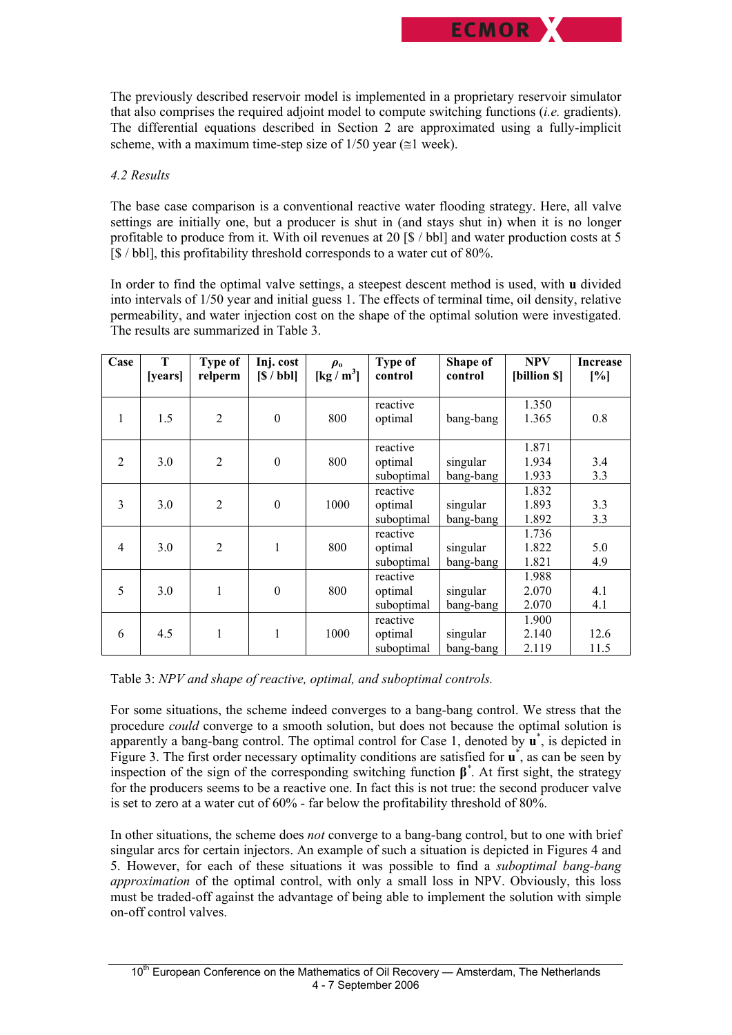The previously described reservoir model is implemented in a proprietary reservoir simulator that also comprises the required adjoint model to compute switching functions (*i.e.* gradients). The differential equations described in Section 2 are approximated using a fully-implicit scheme, with a maximum time-step size of 1/50 year (≅1 week).

### *4.2 Results*

The base case comparison is a conventional reactive water flooding strategy. Here, all valve settings are initially one, but a producer is shut in (and stays shut in) when it is no longer profitable to produce from it. With oil revenues at 20 [$ / bbl] and water production costs at 5 [$ / bbl], this profitability threshold corresponds to a water cut of 80%.

In order to find the optimal valve settings, a steepest descent method is used, with **u** divided into intervals of 1/50 year and initial guess 1. The effects of terminal time, oil density, relative permeability, and water injection cost on the shape of the optimal solution were investigated. The results are summarized in Table 3.

| Case | T [years] | Type of relperm | Inj. cost [$ / bbl] | $\rho_o$ [kg / m$^3$] | Type of control | Shape of control | NPV [billion $] | Increase [%] |
|---|---|---|---|---|---|---|---|---|
| 1 | 1.5 | 2 | 0 | 800 | reactive<br>optimal | bang-bang | 1.350<br>1.365 | 0.8 |
| 2 | 3.0 | 2 | 0 | 800 | reactive<br>optimal<br>suboptimal | singular<br>bang-bang | 1.871<br>1.934<br>1.933 | 3.4<br>3.3 |
| 3 | 3.0 | 2 | 0 | 1000 | reactive<br>optimal<br>suboptimal | singular<br>bang-bang | 1.832<br>1.893<br>1.892 | 3.3<br>3.3 |
| 4 | 3.0 | 2 | 1 | 800 | reactive<br>optimal<br>suboptimal | singular<br>bang-bang | 1.736<br>1.822<br>1.821 | 5.0<br>4.9 |
| 5 | 3.0 | 1 | 0 | 800 | reactive<br>optimal<br>suboptimal | singular<br>bang-bang | 1.988<br>2.070<br>2.070 | 4.1<br>4.1 |
| 6 | 4.5 | 1 | 1 | 1000 | reactive<br>optimal<br>suboptimal | singular<br>bang-bang | 1.900<br>2.140<br>2.119 | 12.6<br>11.5 |

Table 3: *NPV and shape of reactive, optimal, and suboptimal controls.*

For some situations, the scheme indeed converges to a bang-bang control. We stress that the procedure *could* converge to a smooth solution, but does not because the optimal solution is apparently a bang-bang control. The optimal control for Case 1, denoted by $\mathbf{u}^*$, is depicted in Figure 3. The first order necessary optimality conditions are satisfied for $\mathbf{u}^*$, as can be seen by inspection of the sign of the corresponding switching function $\boldsymbol{\beta}^*$. At first sight, the strategy for the producers seems to be a reactive one. In fact this is not true: the second producer valve is set to zero at a water cut of 60% - far below the profitability threshold of 80%.

In other situations, the scheme does *not* converge to a bang-bang control, but to one with brief singular arcs for certain injectors. An example of such a situation is depicted in Figures 4 and 5. However, for each of these situations it was possible to find a *suboptimal bang-bang approximation* of the optimal control, with only a small loss in NPV. Obviously, this loss must be traded-off against the advantage of being able to implement the solution with simple on-off control valves.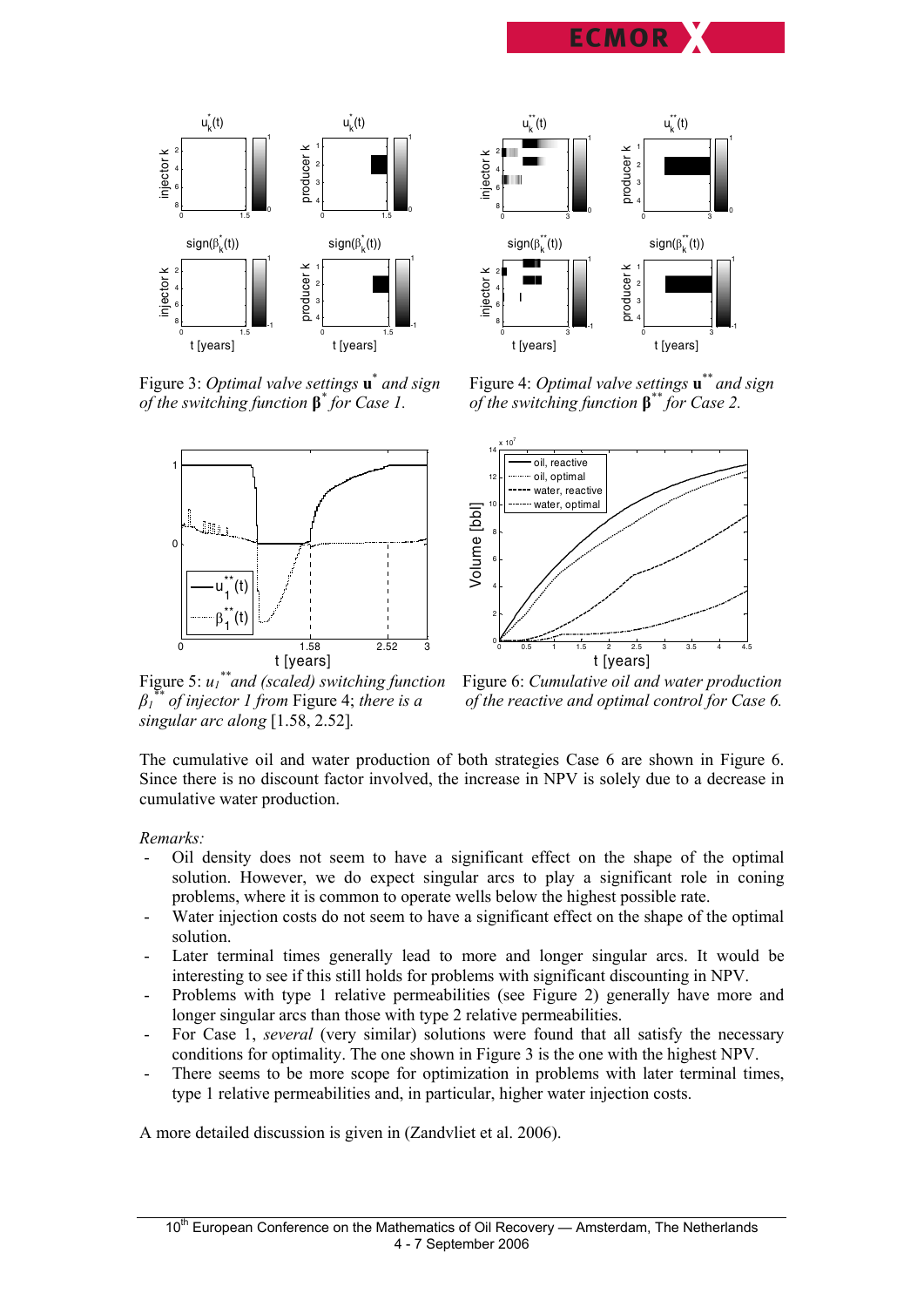Figure 3: *Optimal valve settings* $\mathbf{u}^*$ *and sign of the switching function* $\boldsymbol{\beta}^*$ *for Case 1.*

Figure 4: *Optimal valve settings* $\mathbf{u}^{**}$ *and sign of the switching function* $\boldsymbol{\beta}^{**}$ *for Case 2.*

Figure 5: $u_1^{**}$ *and (scaled) switching function* $\beta_1^{**}$ *of injector 1 from* Figure 4; *there is a singular arc along* [1.58, 2.52].

Figure 6: *Cumulative oil and water production of the reactive and optimal control for Case 6.*

The cumulative oil and water production of both strategies Case 6 are shown in Figure 6. Since there is no discount factor involved, the increase in NPV is solely due to a decrease in cumulative water production.

*Remarks:*

- Oil density does not seem to have a significant effect on the shape of the optimal solution. However, we do expect singular arcs to play a significant role in coning problems, where it is common to operate wells below the highest possible rate.
- Water injection costs do not seem to have a significant effect on the shape of the optimal solution.
- Later terminal times generally lead to more and longer singular arcs. It would be interesting to see if this still holds for problems with significant discounting in NPV.
- Problems with type 1 relative permeabilities (see Figure 2) generally have more and longer singular arcs than those with type 2 relative permeabilities.
- For Case 1, *several* (very similar) solutions were found that all satisfy the necessary conditions for optimality. The one shown in Figure 3 is the one with the highest NPV.
- There seems to be more scope for optimization in problems with later terminal times, type 1 relative permeabilities and, in particular, higher water injection costs.

A more detailed discussion is given in (Zandvliet et al. 2006).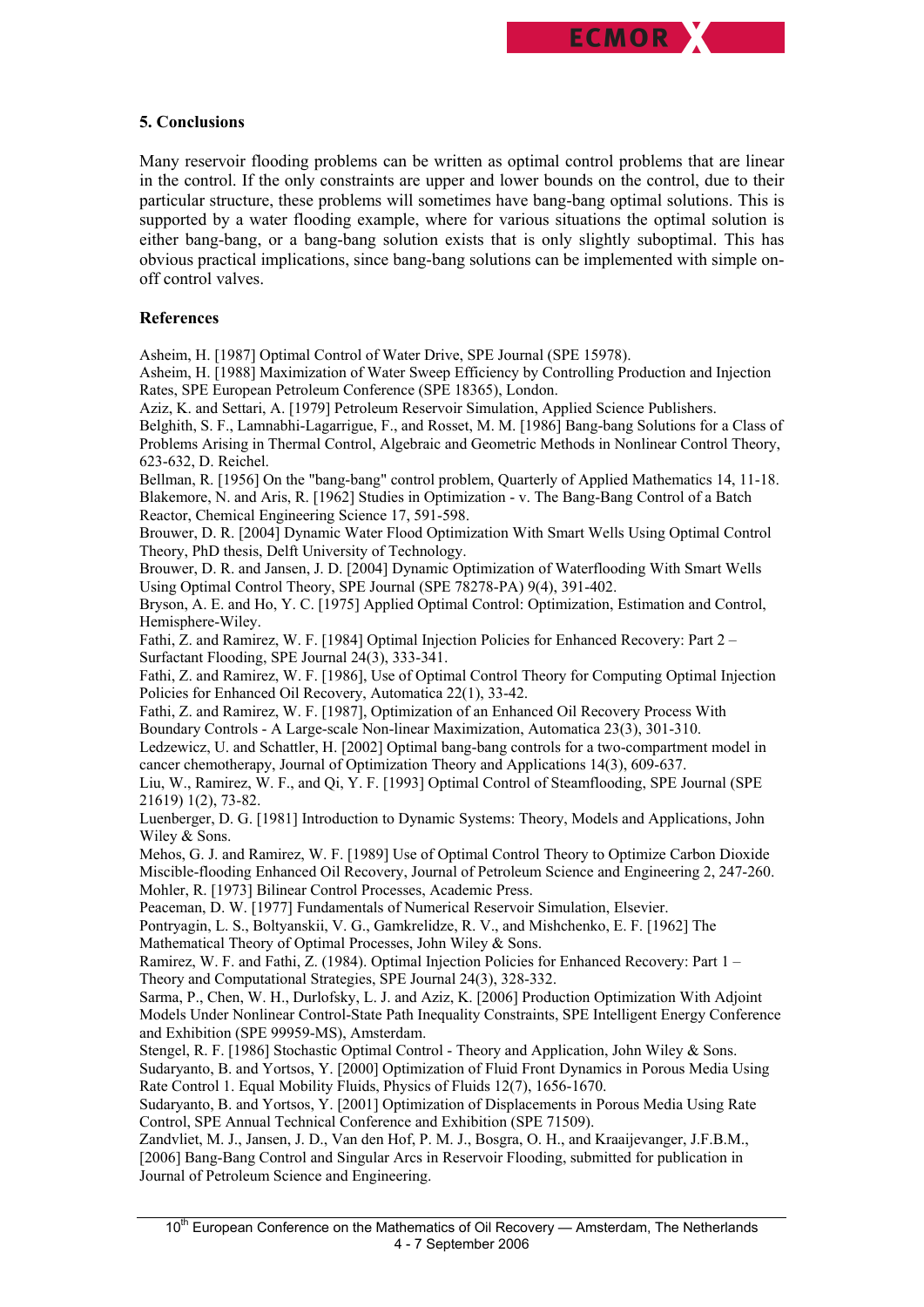## 5. Conclusions

Many reservoir flooding problems can be written as optimal control problems that are linear in the control. If the only constraints are upper and lower bounds on the control, due to their particular structure, these problems will sometimes have bang-bang optimal solutions. This is supported by a water flooding example, where for various situations the optimal solution is either bang-bang, or a bang-bang solution exists that is only slightly suboptimal. This has obvious practical implications, since bang-bang solutions can be implemented with simple on-off control valves.

## References

Asheim, H. [1987] Optimal Control of Water Drive, SPE Journal (SPE 15978).

Asheim, H. [1988] Maximization of Water Sweep Efficiency by Controlling Production and Injection Rates, SPE European Petroleum Conference (SPE 18365), London.

Aziz, K. and Settari, A. [1979] Petroleum Reservoir Simulation, Applied Science Publishers.

Belghith, S. F., Lamnabhi-Lagarrigue, F., and Rosset, M. M. [1986] Bang-bang Solutions for a Class of Problems Arising in Thermal Control, Algebraic and Geometric Methods in Nonlinear Control Theory, 623-632, D. Reichel.

Bellman, R. [1956] On the "bang-bang" control problem, Quarterly of Applied Mathematics 14, 11-18.

Blakemore, N. and Aris, R. [1962] Studies in Optimization - v. The Bang-Bang Control of a Batch Reactor, Chemical Engineering Science 17, 591-598.

Brouwer, D. R. [2004] Dynamic Water Flood Optimization With Smart Wells Using Optimal Control Theory, PhD thesis, Delft University of Technology.

Brouwer, D. R. and Jansen, J. D. [2004] Dynamic Optimization of Waterflooding With Smart Wells Using Optimal Control Theory, SPE Journal (SPE 78278-PA) 9(4), 391-402.

Bryson, A. E. and Ho, Y. C. [1975] Applied Optimal Control: Optimization, Estimation and Control, Hemisphere-Wiley.

Fathi, Z. and Ramirez, W. F. [1984] Optimal Injection Policies for Enhanced Recovery: Part 2 – Surfactant Flooding, SPE Journal 24(3), 333-341.

Fathi, Z. and Ramirez, W. F. [1986], Use of Optimal Control Theory for Computing Optimal Injection Policies for Enhanced Oil Recovery, Automatica 22(1), 33-42.

Fathi, Z. and Ramirez, W. F. [1987], Optimization of an Enhanced Oil Recovery Process With Boundary Controls - A Large-scale Non-linear Maximization, Automatica 23(3), 301-310.

Ledzewicz, U. and Schattler, H. [2002] Optimal bang-bang controls for a two-compartment model in cancer chemotherapy, Journal of Optimization Theory and Applications 14(3), 609-637.

Liu, W., Ramirez, W. F., and Qi, Y. F. [1993] Optimal Control of Steamflooding, SPE Journal (SPE 21619) 1(2), 73-82.

Luenberger, D. G. [1981] Introduction to Dynamic Systems: Theory, Models and Applications, John Wiley & Sons.

Mehos, G. J. and Ramirez, W. F. [1989] Use of Optimal Control Theory to Optimize Carbon Dioxide Miscible-flooding Enhanced Oil Recovery, Journal of Petroleum Science and Engineering 2, 247-260.

Mohler, R. [1973] Bilinear Control Processes, Academic Press.

Peaceman, D. W. [1977] Fundamentals of Numerical Reservoir Simulation, Elsevier.

Pontryagin, L. S., Boltyanskii, V. G., Gamkrelidze, R. V., and Mishchenko, E. F. [1962] The Mathematical Theory of Optimal Processes, John Wiley & Sons.

Ramirez, W. F. and Fathi, Z. (1984). Optimal Injection Policies for Enhanced Recovery: Part 1 – Theory and Computational Strategies, SPE Journal 24(3), 328-332.

Sarma, P., Chen, W. H., Durlofsky, L. J. and Aziz, K. [2006] Production Optimization With Adjoint Models Under Nonlinear Control-State Path Inequality Constraints, SPE Intelligent Energy Conference and Exhibition (SPE 99959-MS), Amsterdam.

Stengel, R. F. [1986] Stochastic Optimal Control - Theory and Application, John Wiley & Sons.

Sudaryanto, B. and Yortsos, Y. [2000] Optimization of Fluid Front Dynamics in Porous Media Using Rate Control 1. Equal Mobility Fluids, Physics of Fluids 12(7), 1656-1670.

Sudaryanto, B. and Yortsos, Y. [2001] Optimization of Displacements in Porous Media Using Rate Control, SPE Annual Technical Conference and Exhibition (SPE 71509).

Zandvliet, M. J., Jansen, J. D., Van den Hof, P. M. J., Bosgra, O. H., and Kraaijevanger, J.F.B.M., [2006] Bang-Bang Control and Singular Arcs in Reservoir Flooding, submitted for publication in Journal of Petroleum Science and Engineering.